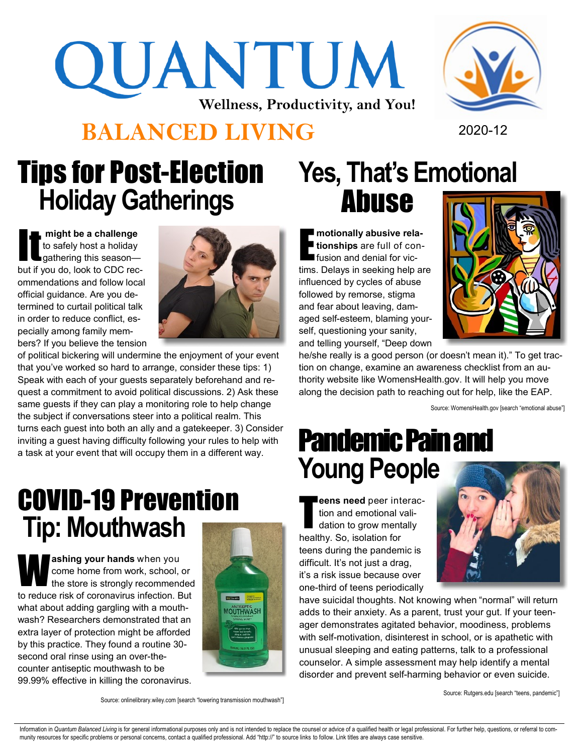# QUANTUM

**Wellness, Productivity, and You!**

## BALANCED LIVING

2020-12

## Tips for Post-Election Holiday Gatherings

**It might be a challenge** to safely host a holiday gathering this season—but if you do, look to CDC recommendations and follow local official guidance. Are you determined to curtail political talk in order to reduce conflict, especially among family members? If you believe the tension of political bickering will undermine the enjoyment of your event that you've worked so hard to arrange, consider these tips: 1) Speak with each of your guests separately beforehand and request a commitment to avoid political discussions. 2) Ask these same guests if they can play a monitoring role to help change the subject if conversations steer into a political realm. This turns each guest into both an ally and a gatekeeper. 3) Consider inviting a guest having difficulty following your rules to help with a task at your event that will occupy them in a different way.

## COVID-19 Prevention Tip: Mouthwash

**Washing your hands** when you come home from work, school, or the store is strongly recommended to reduce risk of coronavirus infection. But what about adding gargling with a mouthwash? Researchers demonstrated that an extra layer of protection might be afforded by this practice. They found a routine 30-second oral rinse using an over-the-counter antiseptic mouthwash to be 99.99% effective in killing the coronavirus.

Source: onlinelibrary.wiley.com [search "lowering transmission mouthwash"]

## Yes, That's Emotional Abuse

**Emotionally abusive relationships** are full of confusion and denial for victims. Delays in seeking help are influenced by cycles of abuse followed by remorse, stigma and fear about leaving, damaged self-esteem, blaming yourself, questioning your sanity, and telling yourself, "Deep down he/she really is a good person (or doesn't mean it)." To get traction on change, examine an awareness checklist from an authority website like WomensHealth.gov. It will help you move along the decision path to reaching out for help, like the EAP.

Source: WomensHealth.gov [search "emotional abuse"]

## Pandemic Pain and Young People

**Teens need** peer interaction and emotional validation to grow mentally healthy. So, isolation for teens during the pandemic is difficult. It's not just a drag, it's a risk issue because over one-third of teens periodically have suicidal thoughts. Not knowing when "normal" will return adds to their anxiety. As a parent, trust your gut. If your teenager demonstrates agitated behavior, moodiness, problems with self-motivation, disinterest in school, or is apathetic with unusual sleeping and eating patterns, talk to a professional counselor. A simple assessment may help identify a mental disorder and prevent self-harming behavior or even suicide.

Source: Rutgers.edu [search "teens, pandemic"]

Information in *Quantum Balanced Living* is for general informational purposes only and is not intended to replace the counsel or advice of a qualified health or legal professional. For further help, questions, or referral to community resources for specific problems or personal concerns, contact a qualified professional. Add "http://" to source links to follow. Link titles are always case sensitive.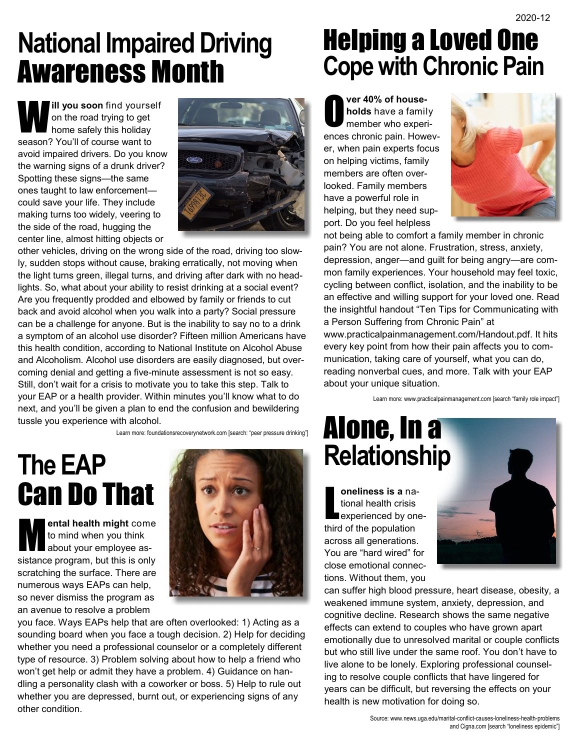# National Impaired Driving Awareness Month

**Will you soon** find yourself on the road trying to get home safely this holiday season? You'll of course want to avoid impaired drivers. Do you know the warning signs of a drunk driver? Spotting these signs—the same ones taught to law enforcement—could save your life. They include making turns too widely, veering to the side of the road, hugging the center line, almost hitting objects or other vehicles, driving on the wrong side of the road, driving too slowly, sudden stops without cause, braking erratically, not moving when the light turns green, illegal turns, and driving after dark with no headlights. So, what about your ability to resist drinking at a social event? Are you frequently prodded and elbowed by family or friends to cut back and avoid alcohol when you walk into a party? Social pressure can be a challenge for anyone. But is the inability to say no to a drink a symptom of an alcohol use disorder? Fifteen million Americans have this health condition, according to National Institute on Alcohol Abuse and Alcoholism. Alcohol use disorders are easily diagnosed, but overcoming denial and getting a five-minute assessment is not so easy. Still, don't wait for a crisis to motivate you to take this step. Talk to your EAP or a health provider. Within minutes you'll know what to do next, and you'll be given a plan to end the confusion and bewildering tussle you experience with alcohol.

Learn more: foundationsrecoverynetwork.com [search: "peer pressure drinking"]

# The EAP Can Do That

**Mental health might** come to mind when you think about your employee assistance program, but this is only scratching the surface. There are numerous ways EAPs can help, so never dismiss the program as an avenue to resolve a problem you face. Ways EAPs help that are often overlooked: 1) Acting as a sounding board when you face a tough decision. 2) Help for deciding whether you need a professional counselor or a completely different type of resource. 3) Problem solving about how to help a friend who won't get help or admit they have a problem. 4) Guidance on handling a personality clash with a coworker or boss. 5) Help to rule out whether you are depressed, burnt out, or experiencing signs of any other condition.

# Helping a Loved One Cope with Chronic Pain

**Over 40% of households** have a family member who experiences chronic pain. However, when pain experts focus on helping victims, family members are often overlooked. Family members have a powerful role in helping, but they need support. Do you feel helpless not being able to comfort a family member in chronic pain? You are not alone. Frustration, stress, anxiety, depression, anger—and guilt for being angry—are common family experiences. Your household may feel toxic, cycling between conflict, isolation, and the inability to be an effective and willing support for your loved one. Read the insightful handout "Ten Tips for Communicating with a Person Suffering from Chronic Pain" at www.practicalpainmanagement.com/Handout.pdf. It hits every key point from how their pain affects you to communication, taking care of yourself, what you can do, reading nonverbal cues, and more. Talk with your EAP about your unique situation.

Learn more: www.practicalpainmanagement.com [search "family role impact"]

# Alone, In a Relationship

**Loneliness is a** national health crisis experienced by one-third of the population across all generations. You are "hard wired" for close emotional connections. Without them, you can suffer high blood pressure, heart disease, obesity, a weakened immune system, anxiety, depression, and cognitive decline. Research shows the same negative effects can extend to couples who have grown apart emotionally due to unresolved marital or couple conflicts but who still live under the same roof. You don't have to live alone to be lonely. Exploring professional counseling to resolve couple conflicts that have lingered for years can be difficult, but reversing the effects on your health is new motivation for doing so.

Source: www.news.uga.edu/marital-conflict-causes-loneliness-health-problems and Cigna.com [search "loneliness epidemic"]